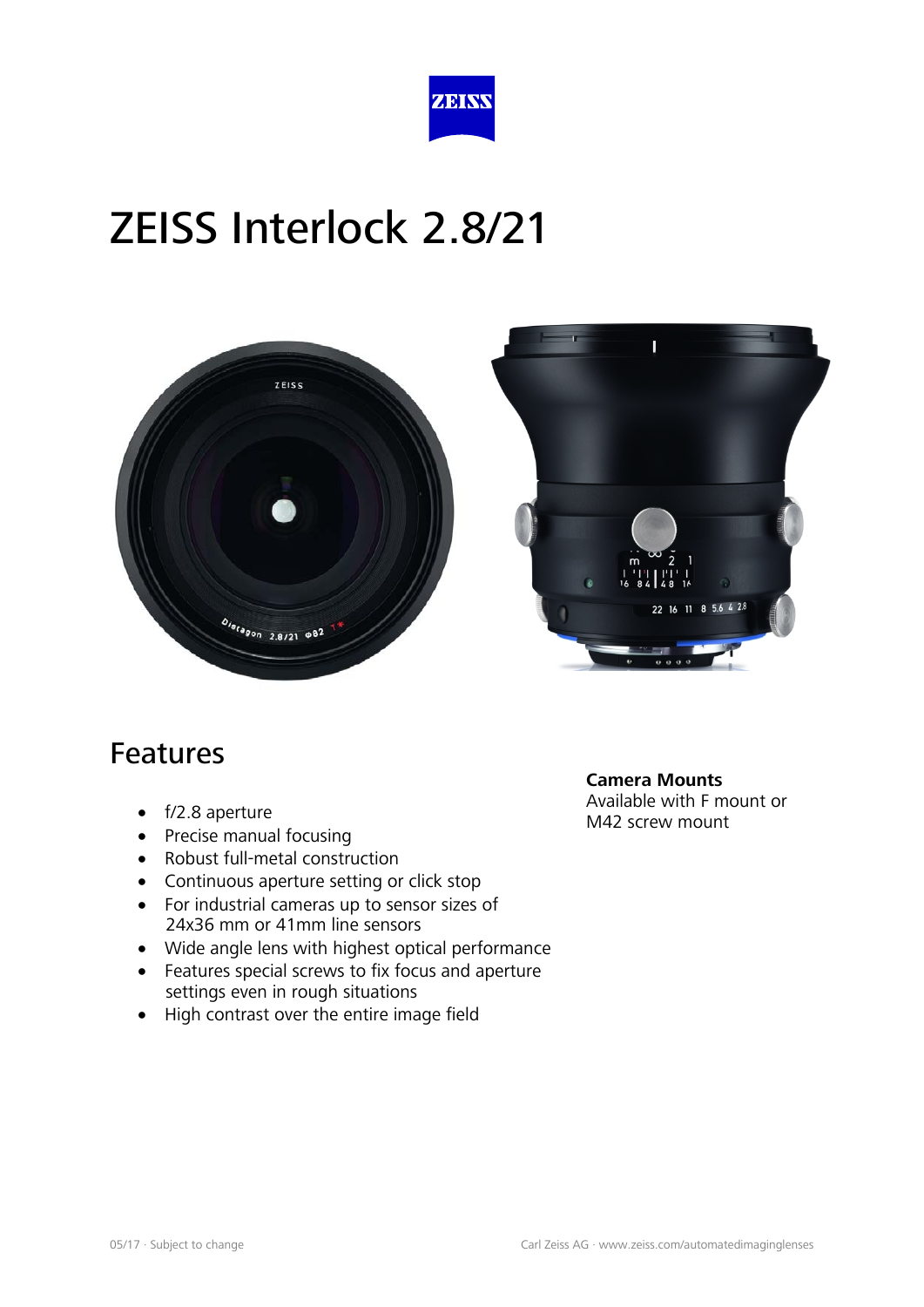# ZEISS Interlock 2.8/21

## Features

- f/2.8 aperture
- Precise manual focusing
- Robust full-metal construction
- Continuous aperture setting or click stop
- For industrial cameras up to sensor sizes of 24x36 mm or 41mm line sensors
- Wide angle lens with highest optical performance
- Features special screws to fix focus and aperture settings even in rough situations
- High contrast over the entire image field

**Camera Mounts**
Available with F mount or M42 screw mount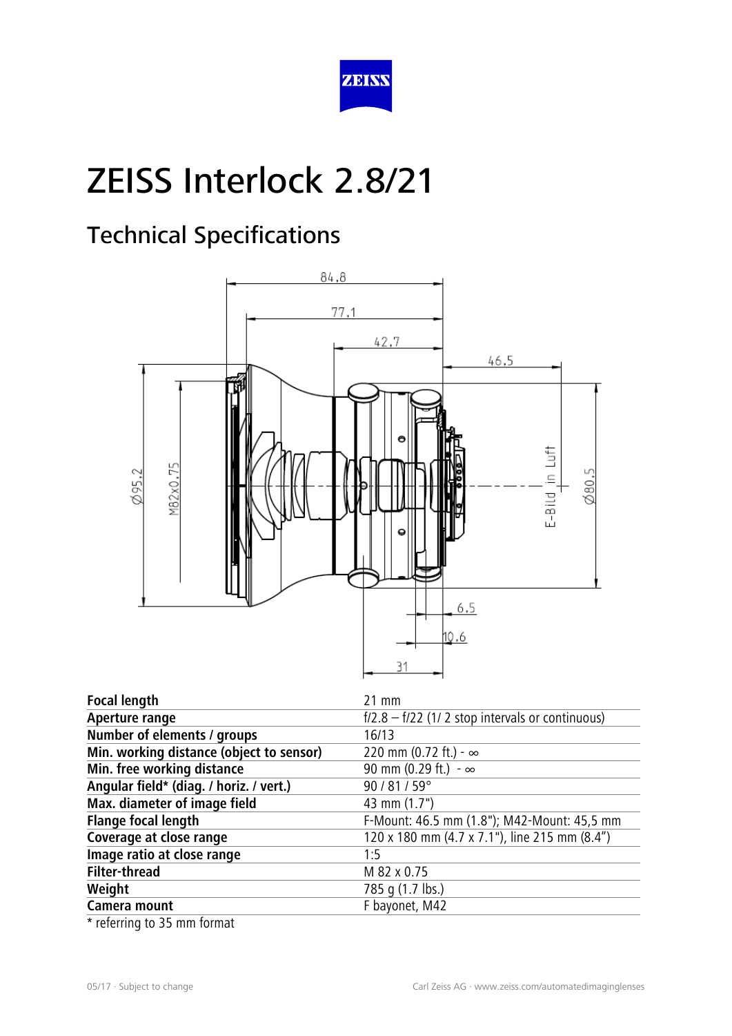# ZEISS Interlock 2.8/21

## Technical Specifications

| | |
|---|---|
| **Focal length** | 21 mm |
| **Aperture range** | f/2.8 – f/22 (1/ 2 stop intervals or continuous) |
| **Number of elements / groups** | 16/13 |
| **Min. working distance (object to sensor)** | 220 mm (0.72 ft.) - ∞ |
| **Min. free working distance** | 90 mm (0.29 ft.) - ∞ |
| **Angular field* (diag. / horiz. / vert.)** | 90 / 81 / 59° |
| **Max. diameter of image field** | 43 mm (1.7") |
| **Flange focal length** | F-Mount: 46.5 mm (1.8"); M42-Mount: 45,5 mm |
| **Coverage at close range** | 120 x 180 mm (4.7 x 7.1"), line 215 mm (8.4") |
| **Image ratio at close range** | 1:5 |
| **Filter-thread** | M 82 x 0.75 |
| **Weight** | 785 g (1.7 lbs.) |
| **Camera mount** | F bayonet, M42 |

* referring to 35 mm format

05/17 · Subject to change

Carl Zeiss AG · www.zeiss.com/automatedimaginglenses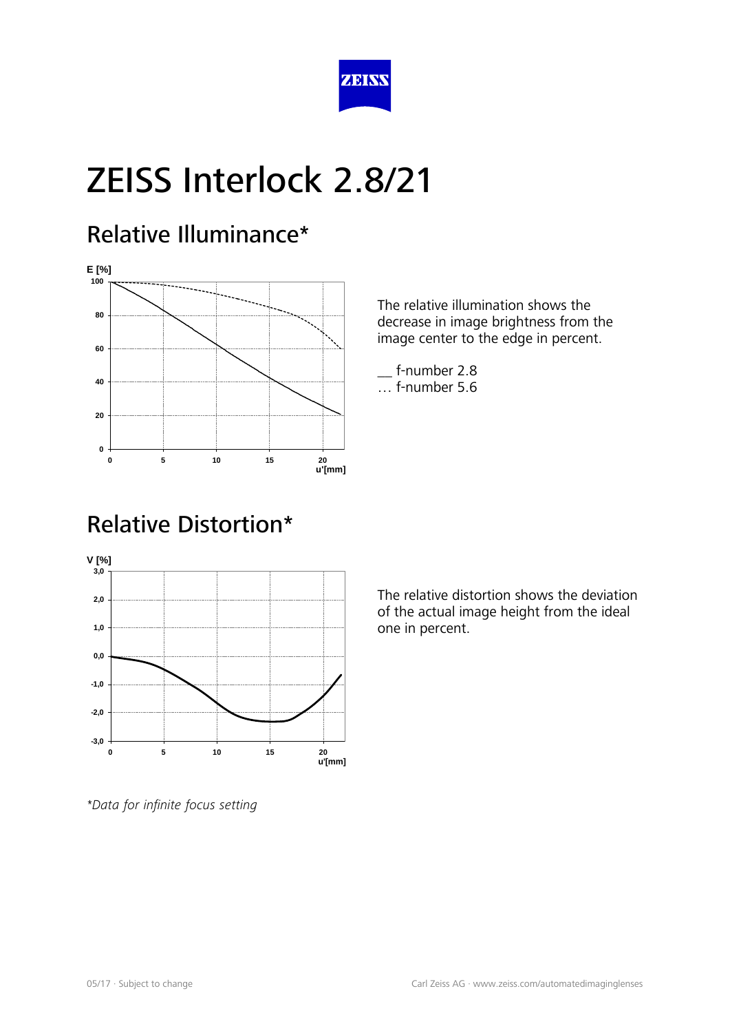# ZEISS Interlock 2.8/21

## Relative Illuminance*

The relative illumination shows the decrease in image brightness from the image center to the edge in percent.

__ f-number 2.8
… f-number 5.6

## Relative Distortion*

The relative distortion shows the deviation of the actual image height from the ideal one in percent.

*\*Data for infinite focus setting*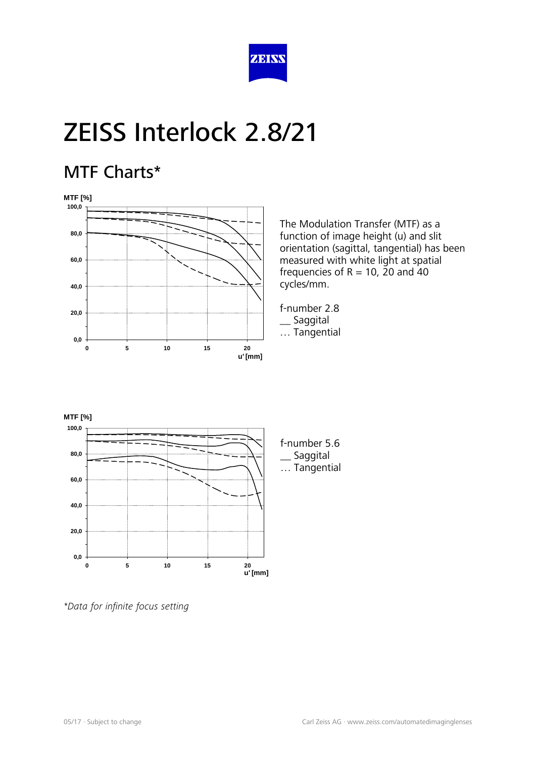# ZEISS Interlock 2.8/21

## MTF Charts*

The Modulation Transfer (MTF) as a function of image height (u) and slit orientation (sagittal, tangential) has been measured with white light at spatial frequencies of R = 10, 20 and 40 cycles/mm.

f-number 2.8
__ Saggital
… Tangential

f-number 5.6
__ Saggital
… Tangential

*Data for infinite focus setting*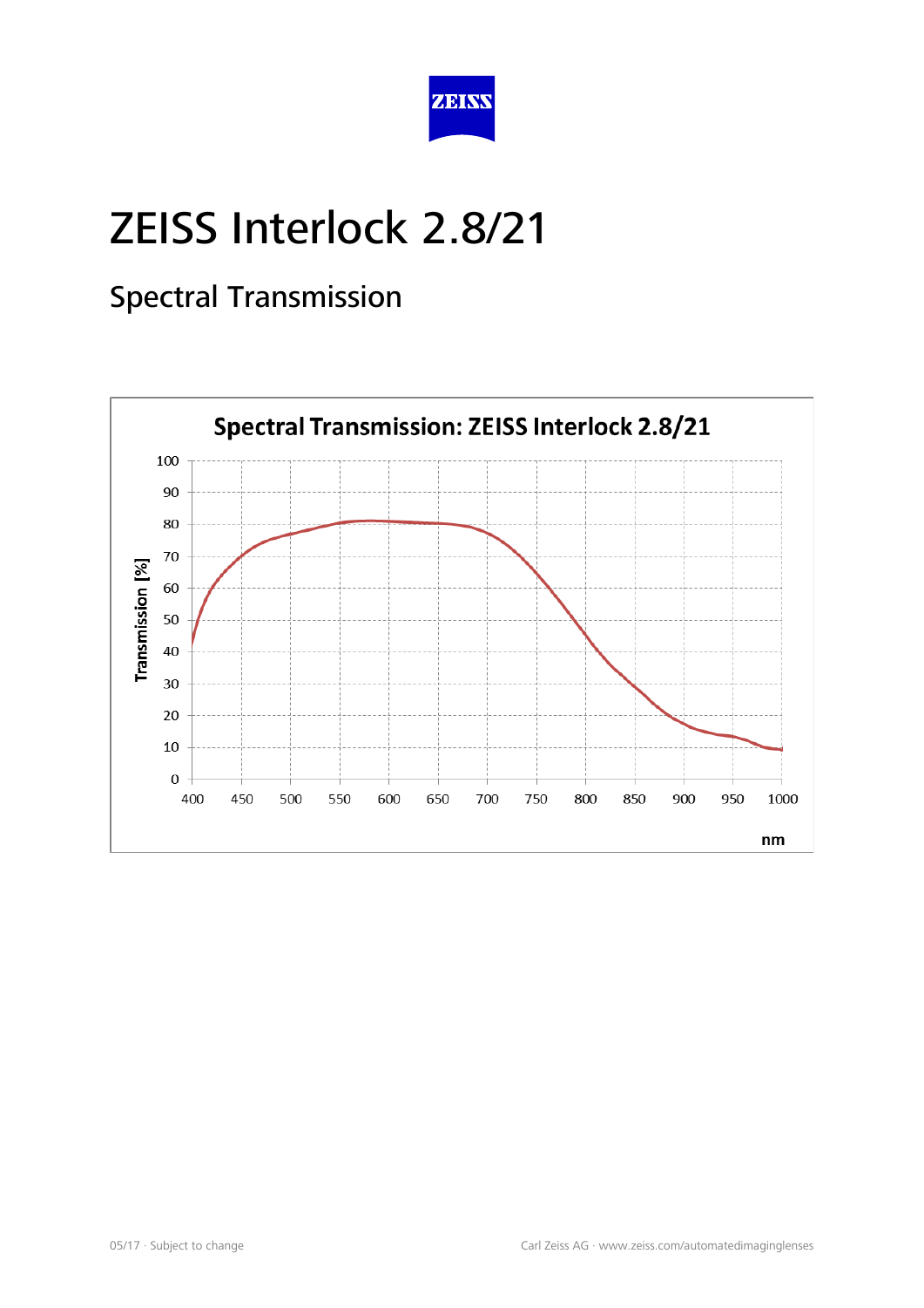# ZEISS Interlock 2.8/21

## Spectral Transmission

**Spectral Transmission: ZEISS Interlock 2.8/21**

Transmission [%]

100
90
80
70
60
50
40
30
20
10
0

400 450 500 550 600 650 700 750 800 850 900 950 1000

nm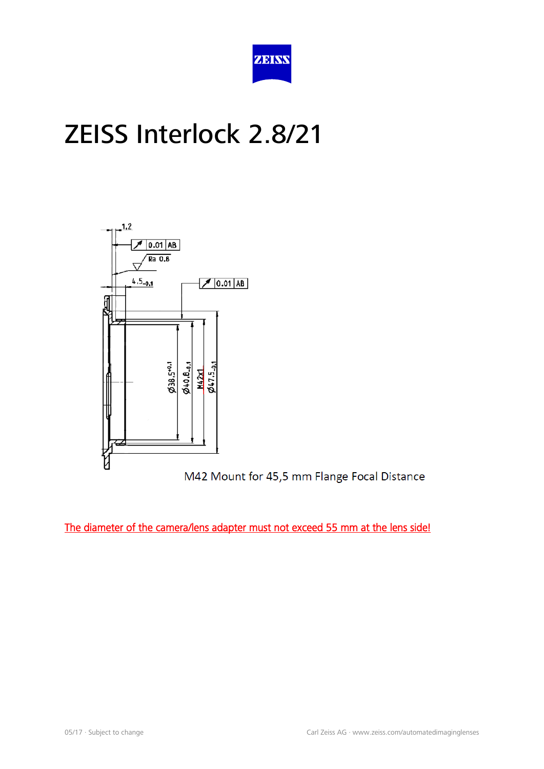# ZEISS Interlock 2.8/21

1,2

0.01 AB

Ra 0,8

$4,5_{-0,1}$

0.01 AB

$\varnothing 38,5^{+0,1}$

$\varnothing 40,8_{-0,1}$

M42x1

$\varnothing 47,5_{-0,1}$

M42 Mount for 45,5 mm Flange Focal Distance

The diameter of the camera/lens adapter must not exceed 55 mm at the lens side!